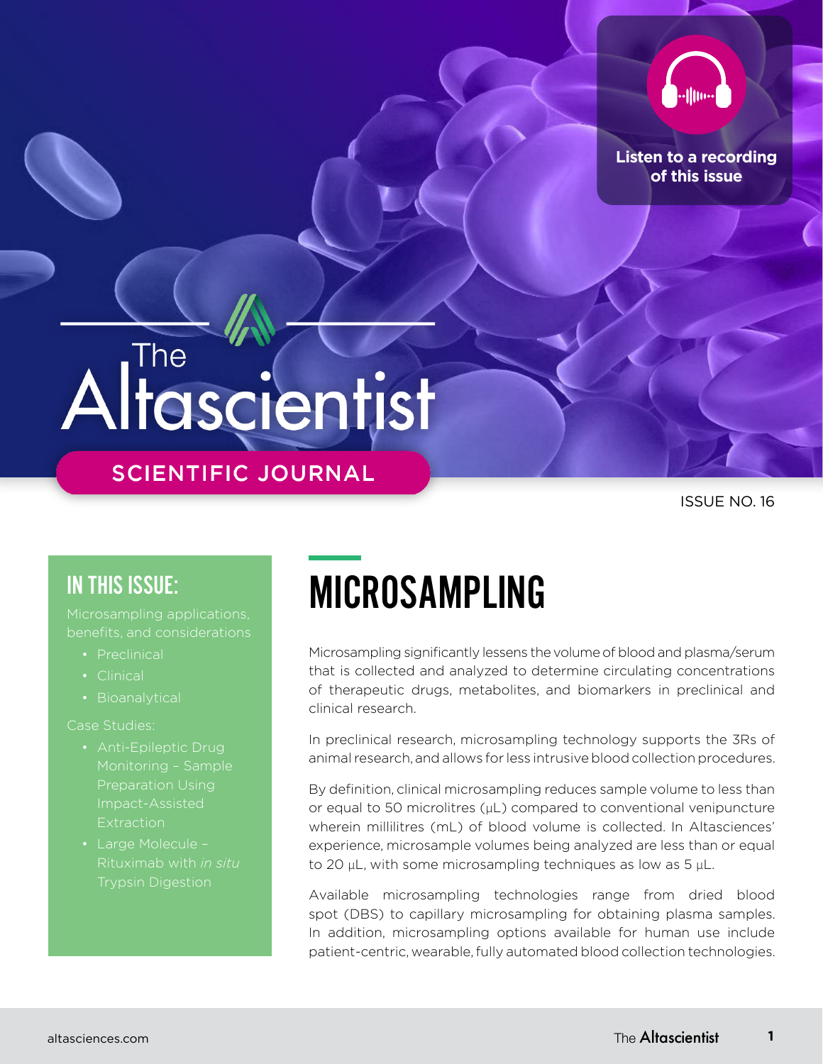Listen to a recording of this issue

# The Altascientist

SCIENTIFIC JOURNAL

ISSUE NO. 16

## IN THIS ISSUE:

Microsampling applications, benefits, and considerations

- Preclinical
- Clinical
- Bioanalytical

Case Studies:

- Anti-Epileptic Drug Monitoring – Sample Preparation Using Impact-Assisted Extraction
- Large Molecule – Rituximab with *in situ* Trypsin Digestion

# MICROSAMPLING

Microsampling significantly lessens the volume of blood and plasma/serum that is collected and analyzed to determine circulating concentrations of therapeutic drugs, metabolites, and biomarkers in preclinical and clinical research.

In preclinical research, microsampling technology supports the 3Rs of animal research, and allows for less intrusive blood collection procedures.

By definition, clinical microsampling reduces sample volume to less than or equal to 50 microlitres (µL) compared to conventional venipuncture wherein millilitres (mL) of blood volume is collected. In Altasciences' experience, microsample volumes being analyzed are less than or equal to 20 µL, with some microsampling techniques as low as 5 µL.

Available microsampling technologies range from dried blood spot (DBS) to capillary microsampling for obtaining plasma samples. In addition, microsampling options available for human use include patient-centric, wearable, fully automated blood collection technologies.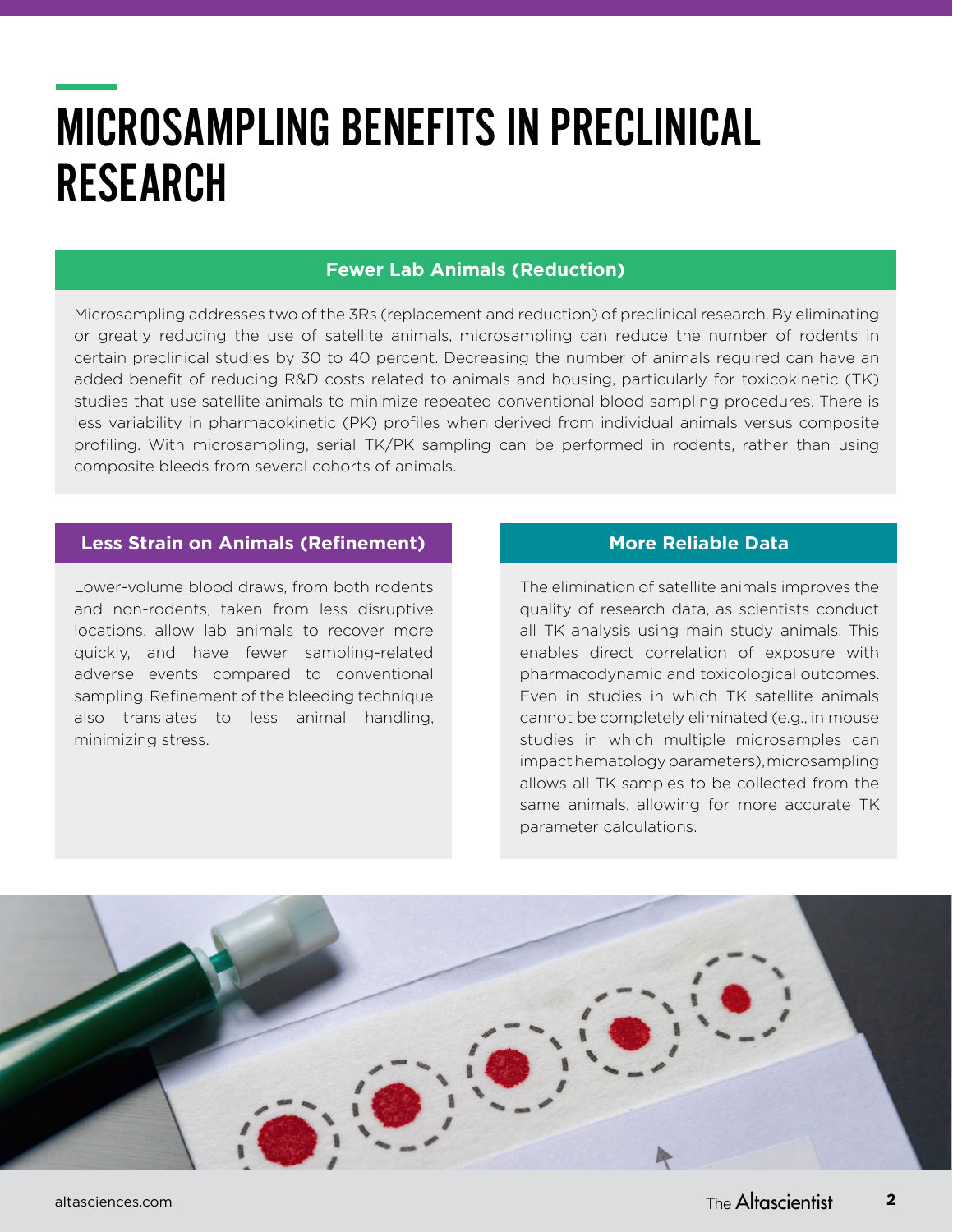# MICROSAMPLING BENEFITS IN PRECLINICAL RESEARCH

## Fewer Lab Animals (Reduction)

Microsampling addresses two of the 3Rs (replacement and reduction) of preclinical research. By eliminating or greatly reducing the use of satellite animals, microsampling can reduce the number of rodents in certain preclinical studies by 30 to 40 percent. Decreasing the number of animals required can have an added benefit of reducing R&D costs related to animals and housing, particularly for toxicokinetic (TK) studies that use satellite animals to minimize repeated conventional blood sampling procedures. There is less variability in pharmacokinetic (PK) profiles when derived from individual animals versus composite profiling. With microsampling, serial TK/PK sampling can be performed in rodents, rather than using composite bleeds from several cohorts of animals.

## Less Strain on Animals (Refinement)

Lower-volume blood draws, from both rodents and non-rodents, taken from less disruptive locations, allow lab animals to recover more quickly, and have fewer sampling-related adverse events compared to conventional sampling. Refinement of the bleeding technique also translates to less animal handling, minimizing stress.

## More Reliable Data

The elimination of satellite animals improves the quality of research data, as scientists conduct all TK analysis using main study animals. This enables direct correlation of exposure with pharmacodynamic and toxicological outcomes. Even in studies in which TK satellite animals cannot be completely eliminated (e.g., in mouse studies in which multiple microsamples can impact hematology parameters), microsampling allows all TK samples to be collected from the same animals, allowing for more accurate TK parameter calculations.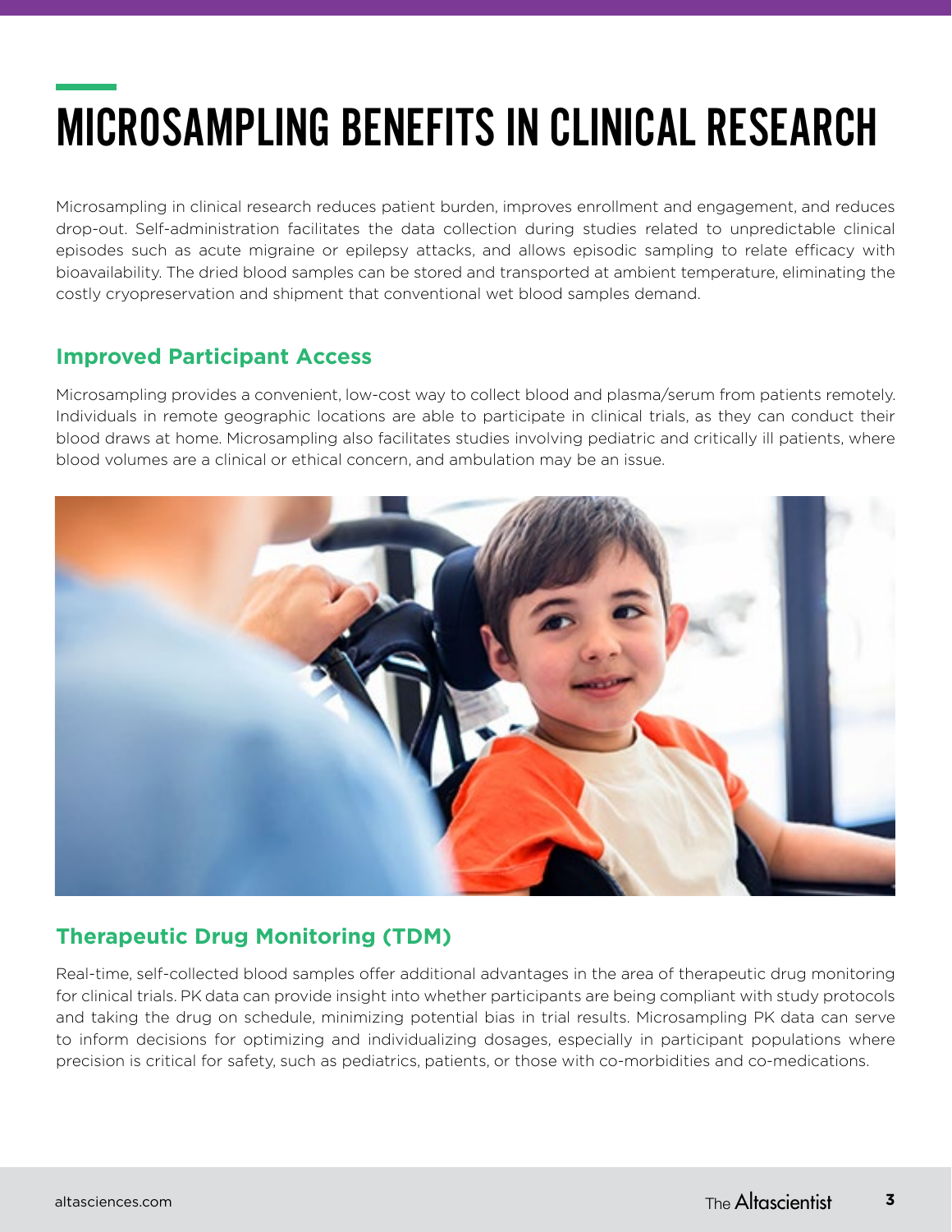# MICROSAMPLING BENEFITS IN CLINICAL RESEARCH

Microsampling in clinical research reduces patient burden, improves enrollment and engagement, and reduces drop-out. Self-administration facilitates the data collection during studies related to unpredictable clinical episodes such as acute migraine or epilepsy attacks, and allows episodic sampling to relate efficacy with bioavailability. The dried blood samples can be stored and transported at ambient temperature, eliminating the costly cryopreservation and shipment that conventional wet blood samples demand.

## Improved Participant Access

Microsampling provides a convenient, low-cost way to collect blood and plasma/serum from patients remotely. Individuals in remote geographic locations are able to participate in clinical trials, as they can conduct their blood draws at home. Microsampling also facilitates studies involving pediatric and critically ill patients, where blood volumes are a clinical or ethical concern, and ambulation may be an issue.

## Therapeutic Drug Monitoring (TDM)

Real-time, self-collected blood samples offer additional advantages in the area of therapeutic drug monitoring for clinical trials. PK data can provide insight into whether participants are being compliant with study protocols and taking the drug on schedule, minimizing potential bias in trial results. Microsampling PK data can serve to inform decisions for optimizing and individualizing dosages, especially in participant populations where precision is critical for safety, such as pediatrics, patients, or those with co-morbidities and co-medications.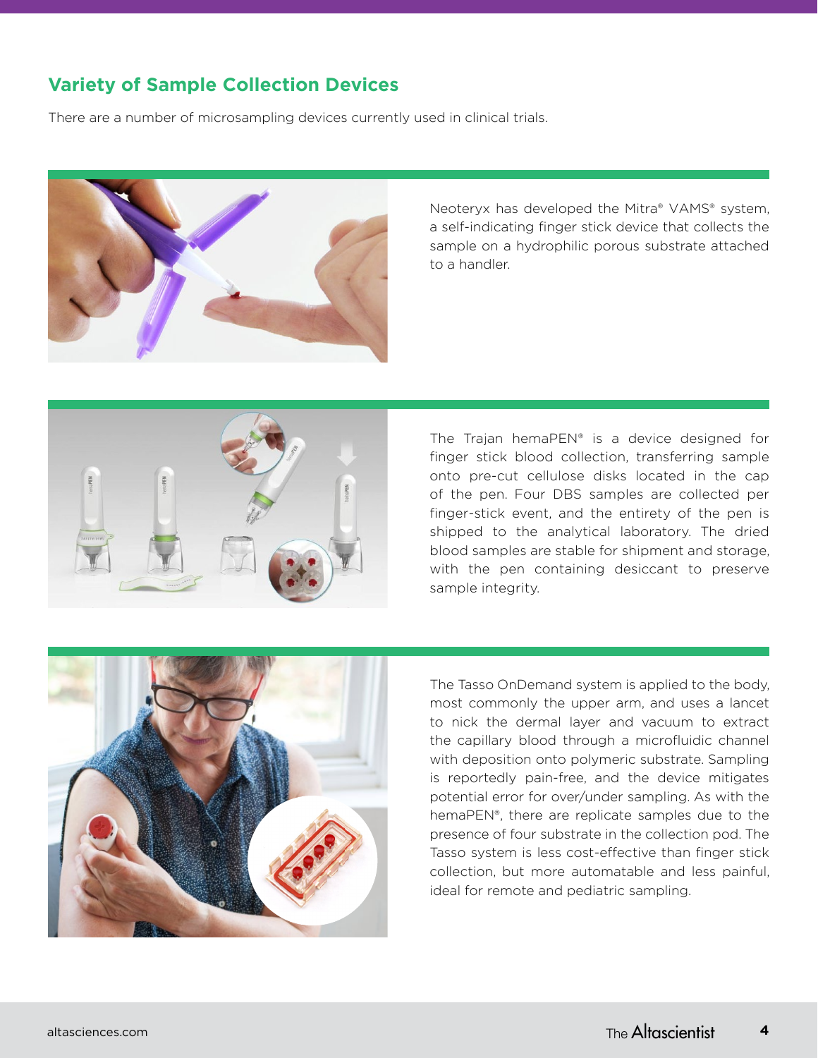## Variety of Sample Collection Devices

There are a number of microsampling devices currently used in clinical trials.

Neoteryx has developed the Mitra® VAMS® system, a self-indicating finger stick device that collects the sample on a hydrophilic porous substrate attached to a handler.

The Trajan hemaPEN® is a device designed for finger stick blood collection, transferring sample onto pre-cut cellulose disks located in the cap of the pen. Four DBS samples are collected per finger-stick event, and the entirety of the pen is shipped to the analytical laboratory. The dried blood samples are stable for shipment and storage, with the pen containing desiccant to preserve sample integrity.

The Tasso OnDemand system is applied to the body, most commonly the upper arm, and uses a lancet to nick the dermal layer and vacuum to extract the capillary blood through a microfluidic channel with deposition onto polymeric substrate. Sampling is reportedly pain-free, and the device mitigates potential error for over/under sampling. As with the hemaPEN®, there are replicate samples due to the presence of four substrate in the collection pod. The Tasso system is less cost-effective than finger stick collection, but more automatable and less painful, ideal for remote and pediatric sampling.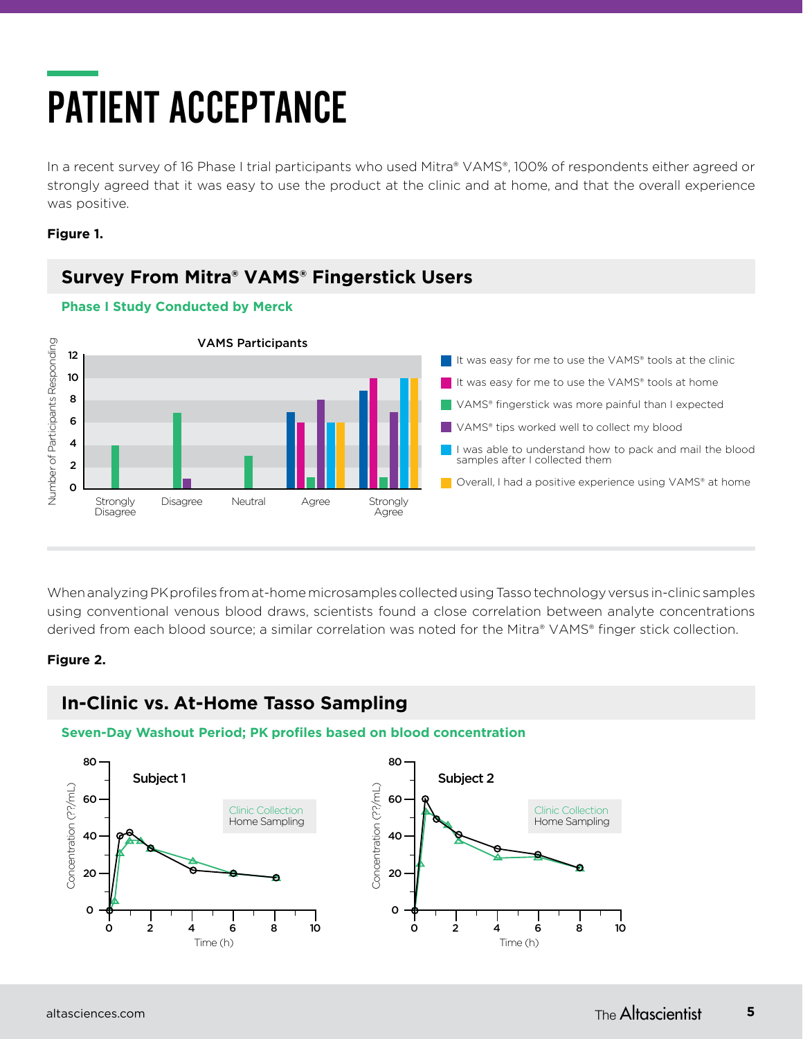# PATIENT ACCEPTANCE

In a recent survey of 16 Phase I trial participants who used Mitra® VAMS®, 100% of respondents either agreed or strongly agreed that it was easy to use the product at the clinic and at home, and that the overall experience was positive.

**Figure 1.**

## Survey From Mitra® VAMS® Fingerstick Users

**Phase I Study Conducted by Merck**

VAMS Participants

- It was easy for me to use the VAMS® tools at the clinic
- It was easy for me to use the VAMS® tools at home
- VAMS® fingerstick was more painful than I expected
- VAMS® tips worked well to collect my blood
- I was able to understand how to pack and mail the blood samples after I collected them
- Overall, I had a positive experience using VAMS® at home

When analyzing PK profiles from at-home microsamples collected using Tasso technology versus in-clinic samples using conventional venous blood draws, scientists found a close correlation between analyte concentrations derived from each blood source; a similar correlation was noted for the Mitra® VAMS® finger stick collection.

**Figure 2.**

## In-Clinic vs. At-Home Tasso Sampling

**Seven-Day Washout Period; PK profiles based on blood concentration**

Subject 1 / Subject 2 — Clinic Collection, Home Sampling; Concentration (??/mL) vs. Time (h)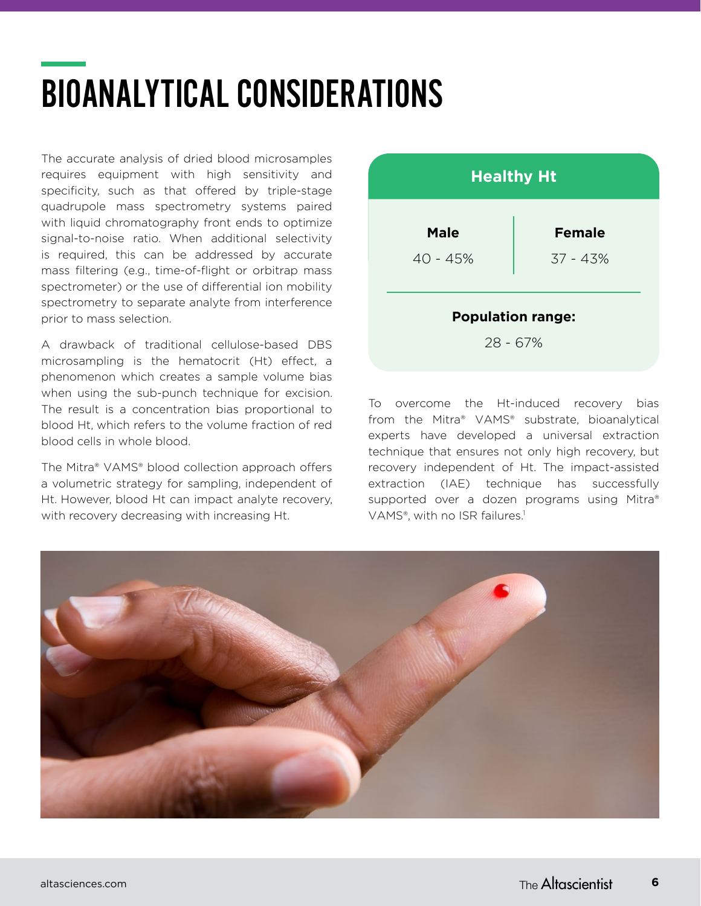# BIOANALYTICAL CONSIDERATIONS

The accurate analysis of dried blood microsamples requires equipment with high sensitivity and specificity, such as that offered by triple-stage quadrupole mass spectrometry systems paired with liquid chromatography front ends to optimize signal-to-noise ratio. When additional selectivity is required, this can be addressed by accurate mass filtering (e.g., time-of-flight or orbitrap mass spectrometer) or the use of differential ion mobility spectrometry to separate analyte from interference prior to mass selection.

A drawback of traditional cellulose-based DBS microsampling is the hematocrit (Ht) effect, a phenomenon which creates a sample volume bias when using the sub-punch technique for excision. The result is a concentration bias proportional to blood Ht, which refers to the volume fraction of red blood cells in whole blood.

The Mitra® VAMS® blood collection approach offers a volumetric strategy for sampling, independent of Ht. However, blood Ht can impact analyte recovery, with recovery decreasing with increasing Ht.

**Healthy Ht**

| Male | Female |
| --- | --- |
| 40 - 45% | 37 - 43% |

**Population range:**

28 - 67%

To overcome the Ht-induced recovery bias from the Mitra® VAMS® substrate, bioanalytical experts have developed a universal extraction technique that ensures not only high recovery, but recovery independent of Ht. The impact-assisted extraction (IAE) technique has successfully supported over a dozen programs using Mitra® VAMS®, with no ISR failures.[1]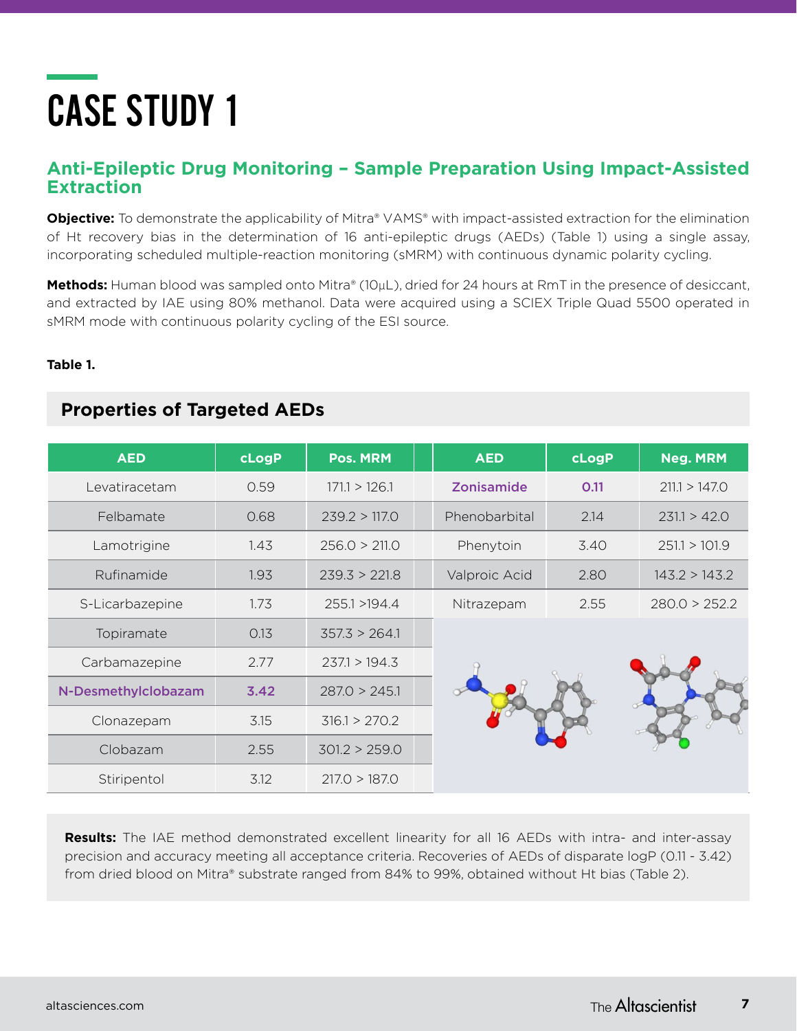# CASE STUDY 1

## Anti-Epileptic Drug Monitoring – Sample Preparation Using Impact-Assisted Extraction

**Objective:** To demonstrate the applicability of Mitra® VAMS® with impact-assisted extraction for the elimination of Ht recovery bias in the determination of 16 anti-epileptic drugs (AEDs) (Table 1) using a single assay, incorporating scheduled multiple-reaction monitoring (sMRM) with continuous dynamic polarity cycling.

**Methods:** Human blood was sampled onto Mitra® (10µL), dried for 24 hours at RmT in the presence of desiccant, and extracted by IAE using 80% methanol. Data were acquired using a SCIEX Triple Quad 5500 operated in sMRM mode with continuous polarity cycling of the ESI source.

**Table 1.**

### Properties of Targeted AEDs

| AED | cLogP | Pos. MRM | AED | cLogP | Neg. MRM |
|---|---|---|---|---|---|
| Levatiracetam | 0.59 | 171.1 > 126.1 | Zonisamide | 0.11 | 211.1 > 147.0 |
| Felbamate | 0.68 | 239.2 > 117.0 | Phenobarbital | 2.14 | 231.1 > 42.0 |
| Lamotrigine | 1.43 | 256.0 > 211.0 | Phenytoin | 3.40 | 251.1 > 101.9 |
| Rufinamide | 1.93 | 239.3 > 221.8 | Valproic Acid | 2.80 | 143.2 > 143.2 |
| S-Licarbazepine | 1.73 | 255.1 >194.4 | Nitrazepam | 2.55 | 280.0 > 252.2 |
| Topiramate | 0.13 | 357.3 > 264.1 | | | |
| Carbamazepine | 2.77 | 237.1 > 194.3 | | | |
| N-Desmethylclobazam | 3.42 | 287.0 > 245.1 | | | |
| Clonazepam | 3.15 | 316.1 > 270.2 | | | |
| Clobazam | 2.55 | 301.2 > 259.0 | | | |
| Stiripentol | 3.12 | 217.0 > 187.0 | | | |

**Results:** The IAE method demonstrated excellent linearity for all 16 AEDs with intra- and inter-assay precision and accuracy meeting all acceptance criteria. Recoveries of AEDs of disparate logP (0.11 - 3.42) from dried blood on Mitra® substrate ranged from 84% to 99%, obtained without Ht bias (Table 2).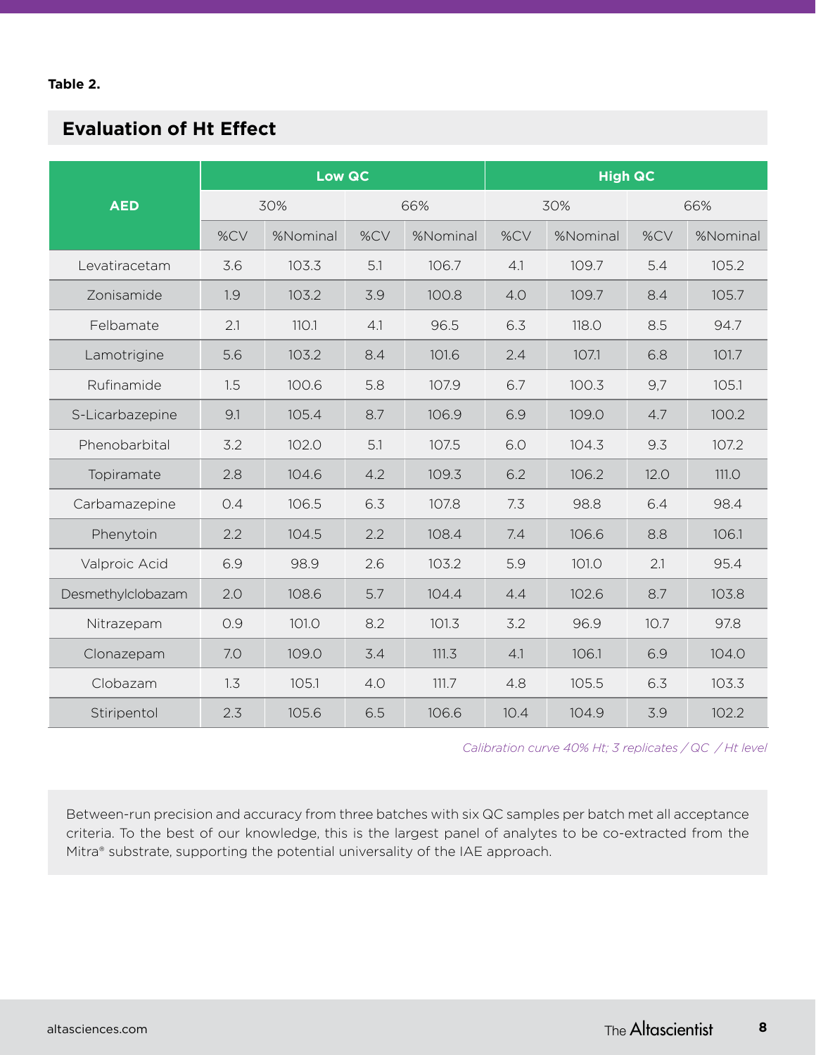**Table 2.**

## Evaluation of Ht Effect

| AED | Low QC | | | | High QC | | | |
|---|---|---|---|---|---|---|---|---|
| | 30% | | 66% | | 30% | | 66% | |
| | %CV | %Nominal | %CV | %Nominal | %CV | %Nominal | %CV | %Nominal |
| Levatiracetam | 3.6 | 103.3 | 5.1 | 106.7 | 4.1 | 109.7 | 5.4 | 105.2 |
| Zonisamide | 1.9 | 103.2 | 3.9 | 100.8 | 4.0 | 109.7 | 8.4 | 105.7 |
| Felbamate | 2.1 | 110.1 | 4.1 | 96.5 | 6.3 | 118.0 | 8.5 | 94.7 |
| Lamotrigine | 5.6 | 103.2 | 8.4 | 101.6 | 2.4 | 107.1 | 6.8 | 101.7 |
| Rufinamide | 1.5 | 100.6 | 5.8 | 107.9 | 6.7 | 100.3 | 9,7 | 105.1 |
| S-Licarbazepine | 9.1 | 105.4 | 8.7 | 106.9 | 6.9 | 109.0 | 4.7 | 100.2 |
| Phenobarbital | 3.2 | 102.0 | 5.1 | 107.5 | 6.0 | 104.3 | 9.3 | 107.2 |
| Topiramate | 2.8 | 104.6 | 4.2 | 109.3 | 6.2 | 106.2 | 12.0 | 111.0 |
| Carbamazepine | 0.4 | 106.5 | 6.3 | 107.8 | 7.3 | 98.8 | 6.4 | 98.4 |
| Phenytoin | 2.2 | 104.5 | 2.2 | 108.4 | 7.4 | 106.6 | 8.8 | 106.1 |
| Valproic Acid | 6.9 | 98.9 | 2.6 | 103.2 | 5.9 | 101.0 | 2.1 | 95.4 |
| Desmethylclobazam | 2.0 | 108.6 | 5.7 | 104.4 | 4.4 | 102.6 | 8.7 | 103.8 |
| Nitrazepam | 0.9 | 101.0 | 8.2 | 101.3 | 3.2 | 96.9 | 10.7 | 97.8 |
| Clonazepam | 7.0 | 109.0 | 3.4 | 111.3 | 4.1 | 106.1 | 6.9 | 104.0 |
| Clobazam | 1.3 | 105.1 | 4.0 | 111.7 | 4.8 | 105.5 | 6.3 | 103.3 |
| Stiripentol | 2.3 | 105.6 | 6.5 | 106.6 | 10.4 | 104.9 | 3.9 | 102.2 |

*Calibration curve 40% Ht; 3 replicates / QC / Ht level*

Between-run precision and accuracy from three batches with six QC samples per batch met all acceptance criteria. To the best of our knowledge, this is the largest panel of analytes to be co-extracted from the Mitra® substrate, supporting the potential universality of the IAE approach.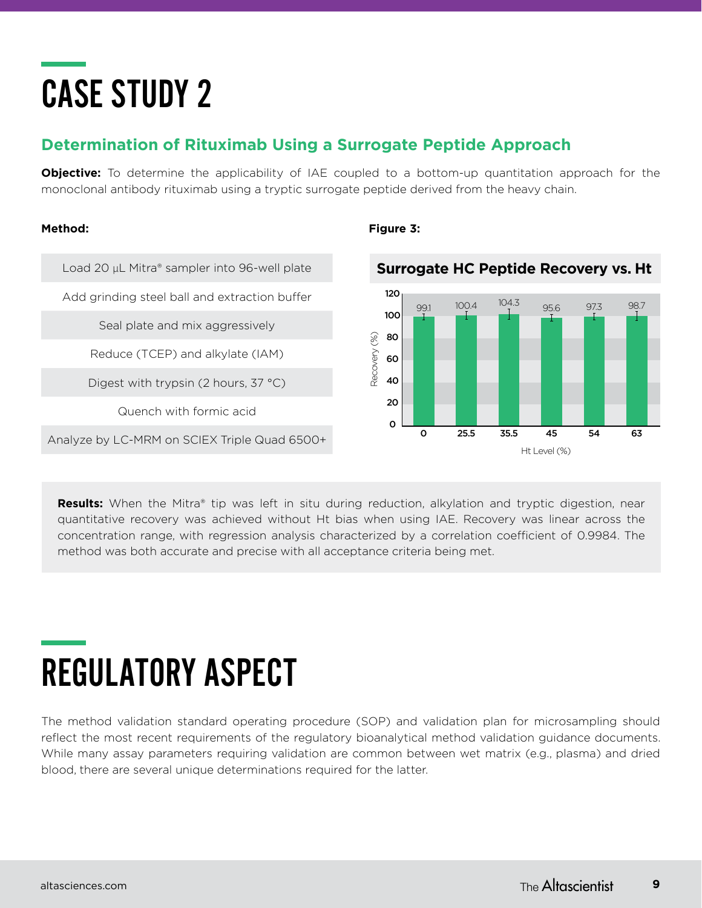# CASE STUDY 2

## Determination of Rituximab Using a Surrogate Peptide Approach

**Objective:** To determine the applicability of IAE coupled to a bottom-up quantitation approach for the monoclonal antibody rituximab using a tryptic surrogate peptide derived from the heavy chain.

**Method:**

| |
|---|
| Load 20 µL Mitra® sampler into 96-well plate |
| Add grinding steel ball and extraction buffer |
| Seal plate and mix aggressively |
| Reduce (TCEP) and alkylate (IAM) |
| Digest with trypsin (2 hours, 37 °C) |
| Quench with formic acid |
| Analyze by LC-MRM on SCIEX Triple Quad 6500+ |

**Figure 3:**

**Surrogate HC Peptide Recovery vs. Ht**

| Ht Level (%) | Recovery (%) |
|---|---|
| 0 | 99.1 |
| 25.5 | 100.4 |
| 35.5 | 104.3 |
| 45 | 95.6 |
| 54 | 97.3 |
| 63 | 98.7 |

**Results:** When the Mitra® tip was left in situ during reduction, alkylation and tryptic digestion, near quantitative recovery was achieved without Ht bias when using IAE. Recovery was linear across the concentration range, with regression analysis characterized by a correlation coefficient of 0.9984. The method was both accurate and precise with all acceptance criteria being met.

# REGULATORY ASPECT

The method validation standard operating procedure (SOP) and validation plan for microsampling should reflect the most recent requirements of the regulatory bioanalytical method validation guidance documents. While many assay parameters requiring validation are common between wet matrix (e.g., plasma) and dried blood, there are several unique determinations required for the latter.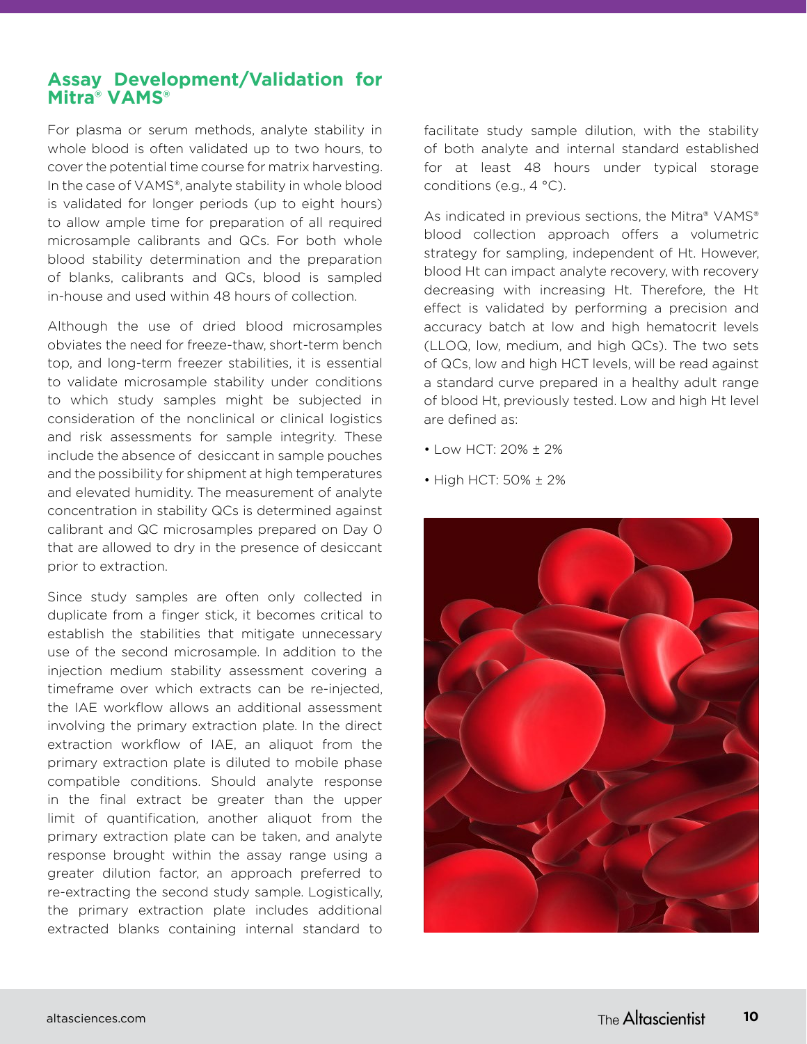## Assay Development/Validation for Mitra® VAMS®

For plasma or serum methods, analyte stability in whole blood is often validated up to two hours, to cover the potential time course for matrix harvesting. In the case of VAMS®, analyte stability in whole blood is validated for longer periods (up to eight hours) to allow ample time for preparation of all required microsample calibrants and QCs. For both whole blood stability determination and the preparation of blanks, calibrants and QCs, blood is sampled in-house and used within 48 hours of collection.

Although the use of dried blood microsamples obviates the need for freeze-thaw, short-term bench top, and long-term freezer stabilities, it is essential to validate microsample stability under conditions to which study samples might be subjected in consideration of the nonclinical or clinical logistics and risk assessments for sample integrity. These include the absence of desiccant in sample pouches and the possibility for shipment at high temperatures and elevated humidity. The measurement of analyte concentration in stability QCs is determined against calibrant and QC microsamples prepared on Day 0 that are allowed to dry in the presence of desiccant prior to extraction.

Since study samples are often only collected in duplicate from a finger stick, it becomes critical to establish the stabilities that mitigate unnecessary use of the second microsample. In addition to the injection medium stability assessment covering a timeframe over which extracts can be re-injected, the IAE workflow allows an additional assessment involving the primary extraction plate. In the direct extraction workflow of IAE, an aliquot from the primary extraction plate is diluted to mobile phase compatible conditions. Should analyte response in the final extract be greater than the upper limit of quantification, another aliquot from the primary extraction plate can be taken, and analyte response brought within the assay range using a greater dilution factor, an approach preferred to re-extracting the second study sample. Logistically, the primary extraction plate includes additional extracted blanks containing internal standard to facilitate study sample dilution, with the stability of both analyte and internal standard established for at least 48 hours under typical storage conditions (e.g., 4 °C).

As indicated in previous sections, the Mitra® VAMS® blood collection approach offers a volumetric strategy for sampling, independent of Ht. However, blood Ht can impact analyte recovery, with recovery decreasing with increasing Ht. Therefore, the Ht effect is validated by performing a precision and accuracy batch at low and high hematocrit levels (LLOQ, low, medium, and high QCs). The two sets of QCs, low and high HCT levels, will be read against a standard curve prepared in a healthy adult range of blood Ht, previously tested. Low and high Ht level are defined as:

- Low HCT: 20% ± 2%
- High HCT: 50% ± 2%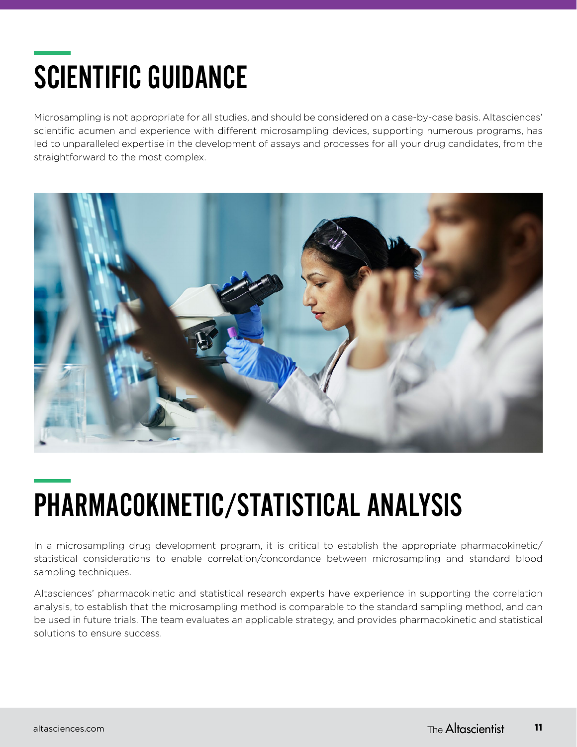# SCIENTIFIC GUIDANCE

Microsampling is not appropriate for all studies, and should be considered on a case-by-case basis. Altasciences' scientific acumen and experience with different microsampling devices, supporting numerous programs, has led to unparalleled expertise in the development of assays and processes for all your drug candidates, from the straightforward to the most complex.

# PHARMACOKINETIC/STATISTICAL ANALYSIS

In a microsampling drug development program, it is critical to establish the appropriate pharmacokinetic/statistical considerations to enable correlation/concordance between microsampling and standard blood sampling techniques.

Altasciences' pharmacokinetic and statistical research experts have experience in supporting the correlation analysis, to establish that the microsampling method is comparable to the standard sampling method, and can be used in future trials. The team evaluates an applicable strategy, and provides pharmacokinetic and statistical solutions to ensure success.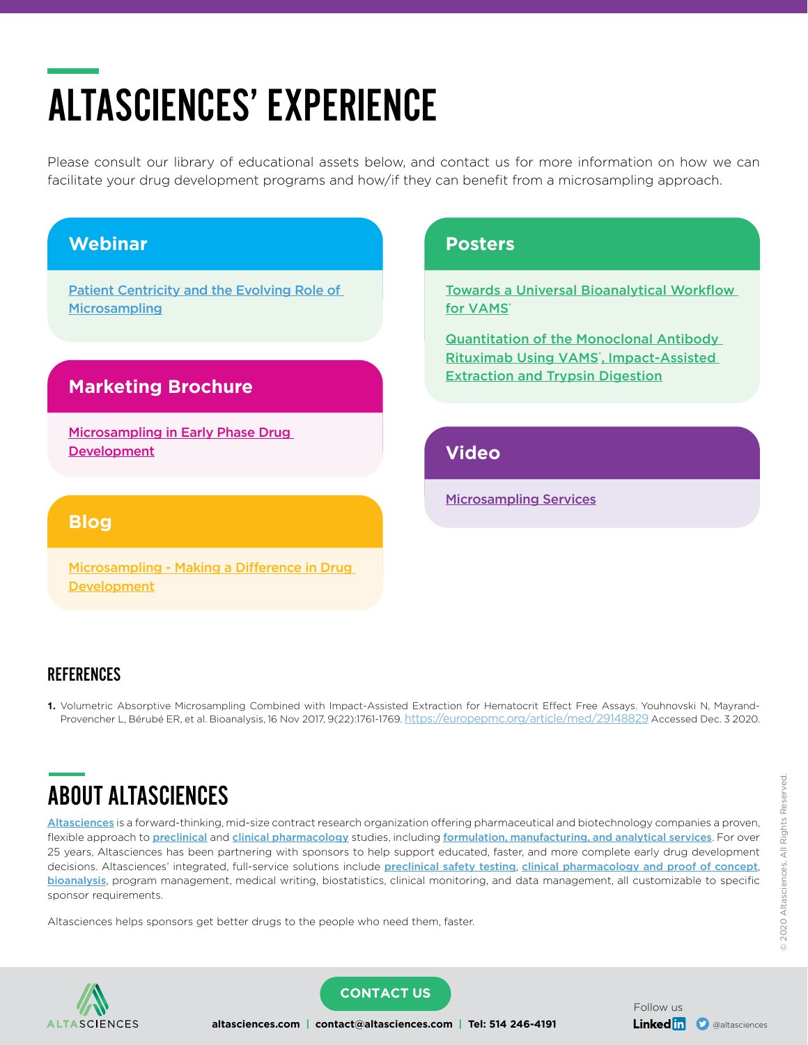# ALTASCIENCES' EXPERIENCE

Please consult our library of educational assets below, and contact us for more information on how we can facilitate your drug development programs and how/if they can benefit from a microsampling approach.

## Webinar

Patient Centricity and the Evolving Role of Microsampling

## Marketing Brochure

Microsampling in Early Phase Drug Development

## Blog

Microsampling - Making a Difference in Drug Development

## Posters

Towards a Universal Bioanalytical Workflow for VAMS®

Quantitation of the Monoclonal Antibody Rituximab Using VAMS®, Impact-Assisted Extraction and Trypsin Digestion

## Video

Microsampling Services

## REFERENCES

1. Volumetric Absorptive Microsampling Combined with Impact-Assisted Extraction for Hematocrit Effect Free Assays. Youhnovski N, Mayrand-Provencher L, Bérubé ER, et al. Bioanalysis, 16 Nov 2017, 9(22):1761-1769. https://europepmc.org/article/med/29148829 Accessed Dec. 3 2020.

## ABOUT ALTASCIENCES

Altasciences is a forward-thinking, mid-size contract research organization offering pharmaceutical and biotechnology companies a proven, flexible approach to **preclinical** and **clinical pharmacology** studies, including **formulation, manufacturing, and analytical services**. For over 25 years, Altasciences has been partnering with sponsors to help support educated, faster, and more complete early drug development decisions. Altasciences' integrated, full-service solutions include **preclinical safety testing**, **clinical pharmacology and proof of concept**, **bioanalysis**, program management, medical writing, biostatistics, clinical monitoring, and data management, all customizable to specific sponsor requirements.

Altasciences helps sponsors get better drugs to the people who need them, faster.

© 2020 Altasciences. All Rights Reserved.

ALTASCIENCES

CONTACT US

**altasciences.com** | **contact@altasciences.com** | **Tel: 514 246-4191**

Follow us

LinkedIn @altasciences